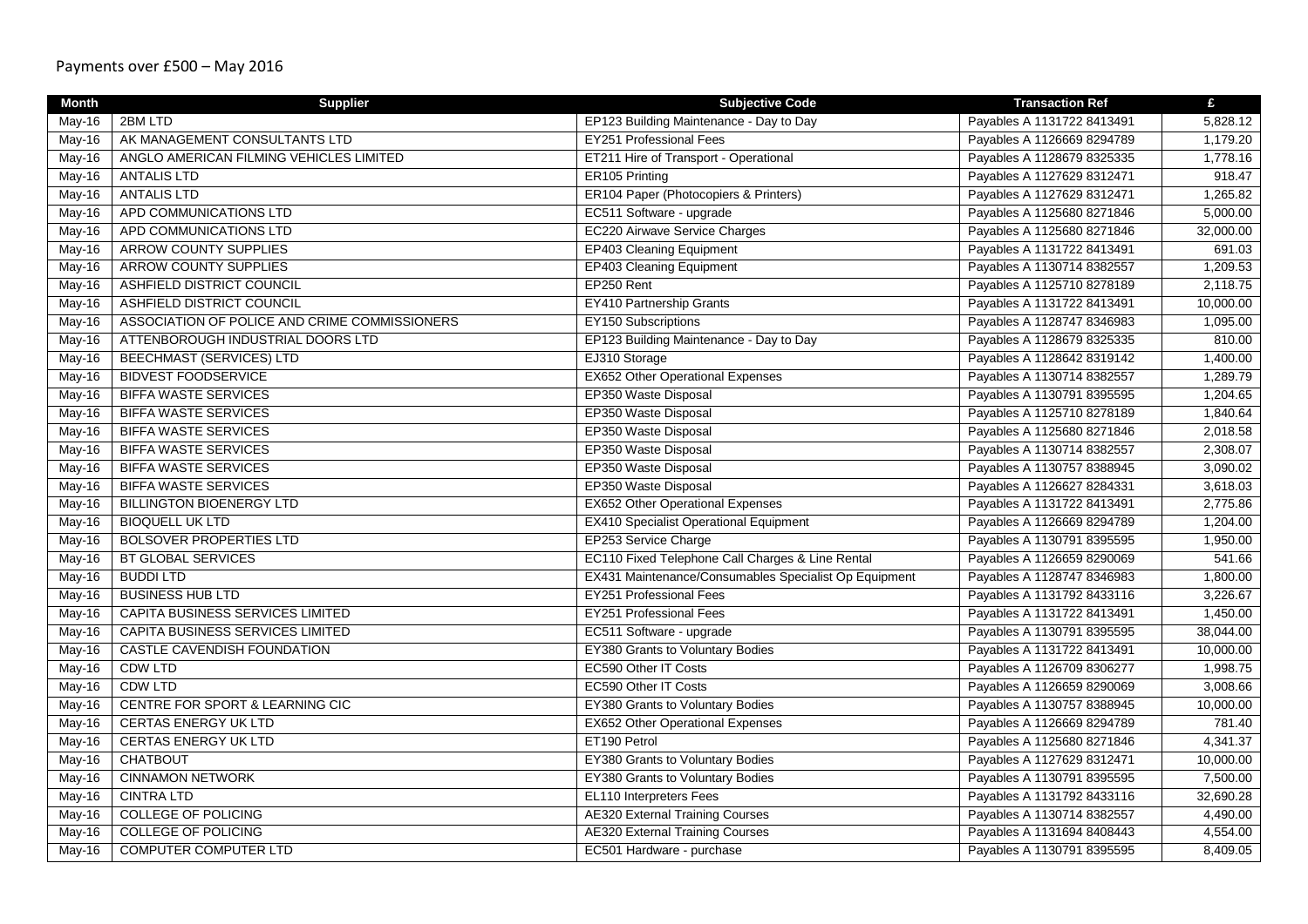# Payments over £500 – May 2016

| Month | Supplier | Subjective Code | Transaction Ref | £ |
|---|---|---|---|---|
| May-16 | 2BM LTD | EP123 Building Maintenance - Day to Day | Payables A 1131722 8413491 | 5,828.12 |
| May-16 | AK MANAGEMENT CONSULTANTS LTD | EY251 Professional Fees | Payables A 1126669 8294789 | 1,179.20 |
| May-16 | ANGLO AMERICAN FILMING VEHICLES LIMITED | ET211 Hire of Transport - Operational | Payables A 1128679 8325335 | 1,778.16 |
| May-16 | ANTALIS LTD | ER105 Printing | Payables A 1127629 8312471 | 918.47 |
| May-16 | ANTALIS LTD | ER104 Paper (Photocopiers & Printers) | Payables A 1127629 8312471 | 1,265.82 |
| May-16 | APD COMMUNICATIONS LTD | EC511 Software - upgrade | Payables A 1125680 8271846 | 5,000.00 |
| May-16 | APD COMMUNICATIONS LTD | EC220 Airwave Service Charges | Payables A 1125680 8271846 | 32,000.00 |
| May-16 | ARROW COUNTY SUPPLIES | EP403 Cleaning Equipment | Payables A 1131722 8413491 | 691.03 |
| May-16 | ARROW COUNTY SUPPLIES | EP403 Cleaning Equipment | Payables A 1130714 8382557 | 1,209.53 |
| May-16 | ASHFIELD DISTRICT COUNCIL | EP250 Rent | Payables A 1125710 8278189 | 2,118.75 |
| May-16 | ASHFIELD DISTRICT COUNCIL | EY410 Partnership Grants | Payables A 1131722 8413491 | 10,000.00 |
| May-16 | ASSOCIATION OF POLICE AND CRIME COMMISSIONERS | EY150 Subscriptions | Payables A 1128747 8346983 | 1,095.00 |
| May-16 | ATTENBOROUGH INDUSTRIAL DOORS LTD | EP123 Building Maintenance - Day to Day | Payables A 1128679 8325335 | 810.00 |
| May-16 | BEECHMAST (SERVICES) LTD | EJ310 Storage | Payables A 1128642 8319142 | 1,400.00 |
| May-16 | BIDVEST FOODSERVICE | EX652 Other Operational Expenses | Payables A 1130714 8382557 | 1,289.79 |
| May-16 | BIFFA WASTE SERVICES | EP350 Waste Disposal | Payables A 1130791 8395595 | 1,204.65 |
| May-16 | BIFFA WASTE SERVICES | EP350 Waste Disposal | Payables A 1125710 8278189 | 1,840.64 |
| May-16 | BIFFA WASTE SERVICES | EP350 Waste Disposal | Payables A 1125680 8271846 | 2,018.58 |
| May-16 | BIFFA WASTE SERVICES | EP350 Waste Disposal | Payables A 1130714 8382557 | 2,308.07 |
| May-16 | BIFFA WASTE SERVICES | EP350 Waste Disposal | Payables A 1130757 8388945 | 3,090.02 |
| May-16 | BIFFA WASTE SERVICES | EP350 Waste Disposal | Payables A 1126627 8284331 | 3,618.03 |
| May-16 | BILLINGTON BIOENERGY LTD | EX652 Other Operational Expenses | Payables A 1131722 8413491 | 2,775.86 |
| May-16 | BIOQUELL UK LTD | EX410 Specialist Operational Equipment | Payables A 1126669 8294789 | 1,204.00 |
| May-16 | BOLSOVER PROPERTIES LTD | EP253 Service Charge | Payables A 1130791 8395595 | 1,950.00 |
| May-16 | BT GLOBAL SERVICES | EC110 Fixed Telephone Call Charges & Line Rental | Payables A 1126659 8290069 | 541.66 |
| May-16 | BUDDI LTD | EX431 Maintenance/Consumables Specialist Op Equipment | Payables A 1128747 8346983 | 1,800.00 |
| May-16 | BUSINESS HUB LTD | EY251 Professional Fees | Payables A 1131792 8433116 | 3,226.67 |
| May-16 | CAPITA BUSINESS SERVICES LIMITED | EY251 Professional Fees | Payables A 1131722 8413491 | 1,450.00 |
| May-16 | CAPITA BUSINESS SERVICES LIMITED | EC511 Software - upgrade | Payables A 1130791 8395595 | 38,044.00 |
| May-16 | CASTLE CAVENDISH FOUNDATION | EY380 Grants to Voluntary Bodies | Payables A 1131722 8413491 | 10,000.00 |
| May-16 | CDW LTD | EC590 Other IT Costs | Payables A 1126709 8306277 | 1,998.75 |
| May-16 | CDW LTD | EC590 Other IT Costs | Payables A 1126659 8290069 | 3,008.66 |
| May-16 | CENTRE FOR SPORT & LEARNING CIC | EY380 Grants to Voluntary Bodies | Payables A 1130757 8388945 | 10,000.00 |
| May-16 | CERTAS ENERGY UK LTD | EX652 Other Operational Expenses | Payables A 1126669 8294789 | 781.40 |
| May-16 | CERTAS ENERGY UK LTD | ET190 Petrol | Payables A 1125680 8271846 | 4,341.37 |
| May-16 | CHATBOUT | EY380 Grants to Voluntary Bodies | Payables A 1127629 8312471 | 10,000.00 |
| May-16 | CINNAMON NETWORK | EY380 Grants to Voluntary Bodies | Payables A 1130791 8395595 | 7,500.00 |
| May-16 | CINTRA LTD | EL110 Interpreters Fees | Payables A 1131792 8433116 | 32,690.28 |
| May-16 | COLLEGE OF POLICING | AE320 External Training Courses | Payables A 1130714 8382557 | 4,490.00 |
| May-16 | COLLEGE OF POLICING | AE320 External Training Courses | Payables A 1131694 8408443 | 4,554.00 |
| May-16 | COMPUTER COMPUTER LTD | EC501 Hardware - purchase | Payables A 1130791 8395595 | 8,409.05 |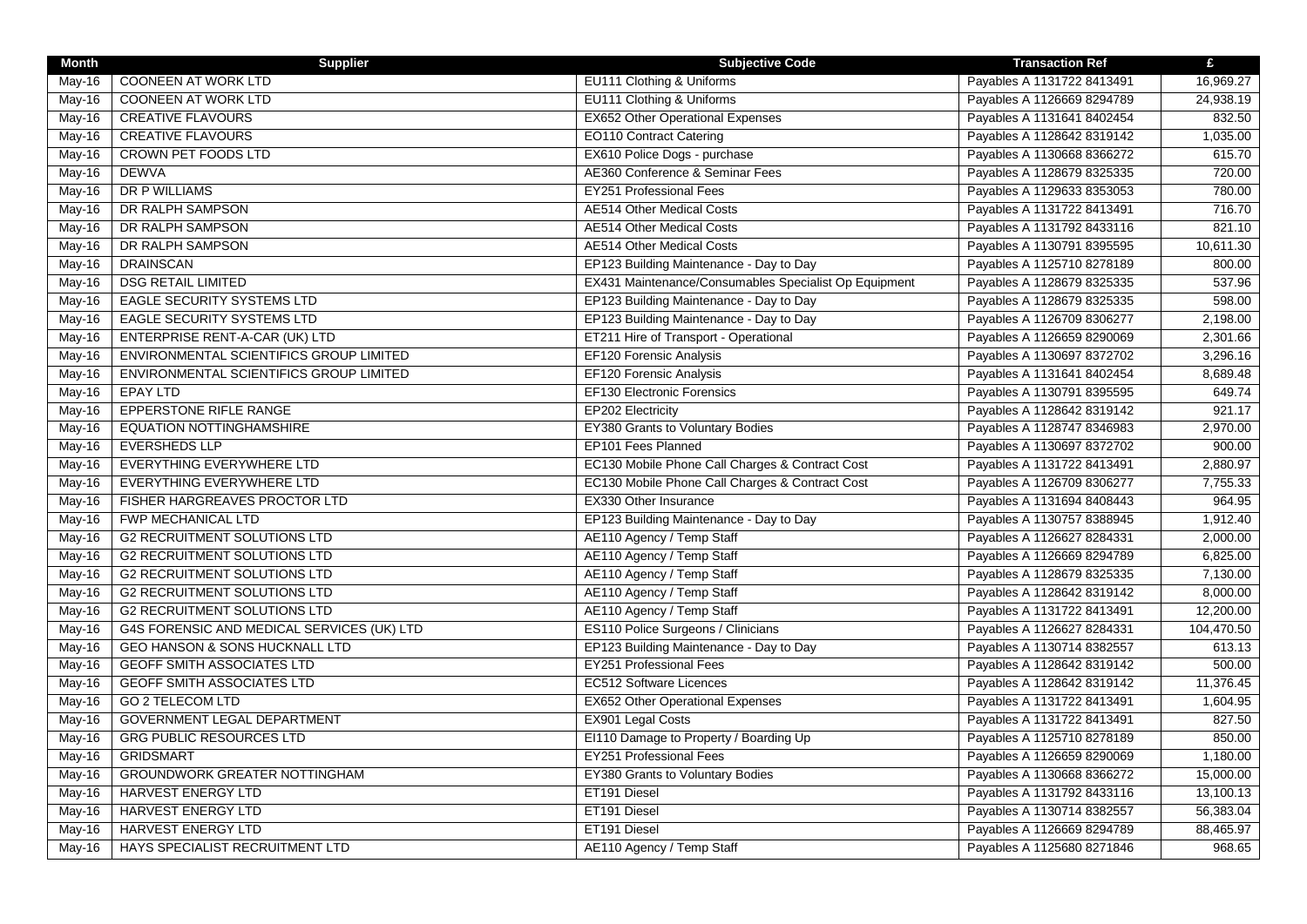| Month | Supplier | Subjective Code | Transaction Ref | £ |
|---|---|---|---|---|
| May-16 | COONEEN AT WORK LTD | EU111 Clothing & Uniforms | Payables A 1131722 8413491 | 16,969.27 |
| May-16 | COONEEN AT WORK LTD | EU111 Clothing & Uniforms | Payables A 1126669 8294789 | 24,938.19 |
| May-16 | CREATIVE FLAVOURS | EX652 Other Operational Expenses | Payables A 1131641 8402454 | 832.50 |
| May-16 | CREATIVE FLAVOURS | EO110 Contract Catering | Payables A 1128642 8319142 | 1,035.00 |
| May-16 | CROWN PET FOODS LTD | EX610 Police Dogs - purchase | Payables A 1130668 8366272 | 615.70 |
| May-16 | DEWVA | AE360 Conference & Seminar Fees | Payables A 1128679 8325335 | 720.00 |
| May-16 | DR P WILLIAMS | EY251 Professional Fees | Payables A 1129633 8353053 | 780.00 |
| May-16 | DR RALPH SAMPSON | AE514 Other Medical Costs | Payables A 1131722 8413491 | 716.70 |
| May-16 | DR RALPH SAMPSON | AE514 Other Medical Costs | Payables A 1131792 8433116 | 821.10 |
| May-16 | DR RALPH SAMPSON | AE514 Other Medical Costs | Payables A 1130791 8395595 | 10,611.30 |
| May-16 | DRAINSCAN | EP123 Building Maintenance - Day to Day | Payables A 1125710 8278189 | 800.00 |
| May-16 | DSG RETAIL LIMITED | EX431 Maintenance/Consumables Specialist Op Equipment | Payables A 1128679 8325335 | 537.96 |
| May-16 | EAGLE SECURITY SYSTEMS LTD | EP123 Building Maintenance - Day to Day | Payables A 1128679 8325335 | 598.00 |
| May-16 | EAGLE SECURITY SYSTEMS LTD | EP123 Building Maintenance - Day to Day | Payables A 1126709 8306277 | 2,198.00 |
| May-16 | ENTERPRISE RENT-A-CAR (UK) LTD | ET211 Hire of Transport - Operational | Payables A 1126659 8290069 | 2,301.66 |
| May-16 | ENVIRONMENTAL SCIENTIFICS GROUP LIMITED | EF120 Forensic Analysis | Payables A 1130697 8372702 | 3,296.16 |
| May-16 | ENVIRONMENTAL SCIENTIFICS GROUP LIMITED | EF120 Forensic Analysis | Payables A 1131641 8402454 | 8,689.48 |
| May-16 | EPAY LTD | EF130 Electronic Forensics | Payables A 1130791 8395595 | 649.74 |
| May-16 | EPPERSTONE RIFLE RANGE | EP202 Electricity | Payables A 1128642 8319142 | 921.17 |
| May-16 | EQUATION NOTTINGHAMSHIRE | EY380 Grants to Voluntary Bodies | Payables A 1128747 8346983 | 2,970.00 |
| May-16 | EVERSHEDS LLP | EP101 Fees Planned | Payables A 1130697 8372702 | 900.00 |
| May-16 | EVERYTHING EVERYWHERE LTD | EC130 Mobile Phone Call Charges & Contract Cost | Payables A 1131722 8413491 | 2,880.97 |
| May-16 | EVERYTHING EVERYWHERE LTD | EC130 Mobile Phone Call Charges & Contract Cost | Payables A 1126709 8306277 | 7,755.33 |
| May-16 | FISHER HARGREAVES PROCTOR LTD | EX330 Other Insurance | Payables A 1131694 8408443 | 964.95 |
| May-16 | FWP MECHANICAL LTD | EP123 Building Maintenance - Day to Day | Payables A 1130757 8388945 | 1,912.40 |
| May-16 | G2 RECRUITMENT SOLUTIONS LTD | AE110 Agency / Temp Staff | Payables A 1126627 8284331 | 2,000.00 |
| May-16 | G2 RECRUITMENT SOLUTIONS LTD | AE110 Agency / Temp Staff | Payables A 1126669 8294789 | 6,825.00 |
| May-16 | G2 RECRUITMENT SOLUTIONS LTD | AE110 Agency / Temp Staff | Payables A 1128679 8325335 | 7,130.00 |
| May-16 | G2 RECRUITMENT SOLUTIONS LTD | AE110 Agency / Temp Staff | Payables A 1128642 8319142 | 8,000.00 |
| May-16 | G2 RECRUITMENT SOLUTIONS LTD | AE110 Agency / Temp Staff | Payables A 1131722 8413491 | 12,200.00 |
| May-16 | G4S FORENSIC AND MEDICAL SERVICES (UK) LTD | ES110 Police Surgeons / Clinicians | Payables A 1126627 8284331 | 104,470.50 |
| May-16 | GEO HANSON & SONS HUCKNALL LTD | EP123 Building Maintenance - Day to Day | Payables A 1130714 8382557 | 613.13 |
| May-16 | GEOFF SMITH ASSOCIATES LTD | EY251 Professional Fees | Payables A 1128642 8319142 | 500.00 |
| May-16 | GEOFF SMITH ASSOCIATES LTD | EC512 Software Licences | Payables A 1128642 8319142 | 11,376.45 |
| May-16 | GO 2 TELECOM LTD | EX652 Other Operational Expenses | Payables A 1131722 8413491 | 1,604.95 |
| May-16 | GOVERNMENT LEGAL DEPARTMENT | EX901 Legal Costs | Payables A 1131722 8413491 | 827.50 |
| May-16 | GRG PUBLIC RESOURCES LTD | EI110 Damage to Property / Boarding Up | Payables A 1125710 8278189 | 850.00 |
| May-16 | GRIDSMART | EY251 Professional Fees | Payables A 1126659 8290069 | 1,180.00 |
| May-16 | GROUNDWORK GREATER NOTTINGHAM | EY380 Grants to Voluntary Bodies | Payables A 1130668 8366272 | 15,000.00 |
| May-16 | HARVEST ENERGY LTD | ET191 Diesel | Payables A 1131792 8433116 | 13,100.13 |
| May-16 | HARVEST ENERGY LTD | ET191 Diesel | Payables A 1130714 8382557 | 56,383.04 |
| May-16 | HARVEST ENERGY LTD | ET191 Diesel | Payables A 1126669 8294789 | 88,465.97 |
| May-16 | HAYS SPECIALIST RECRUITMENT LTD | AE110 Agency / Temp Staff | Payables A 1125680 8271846 | 968.65 |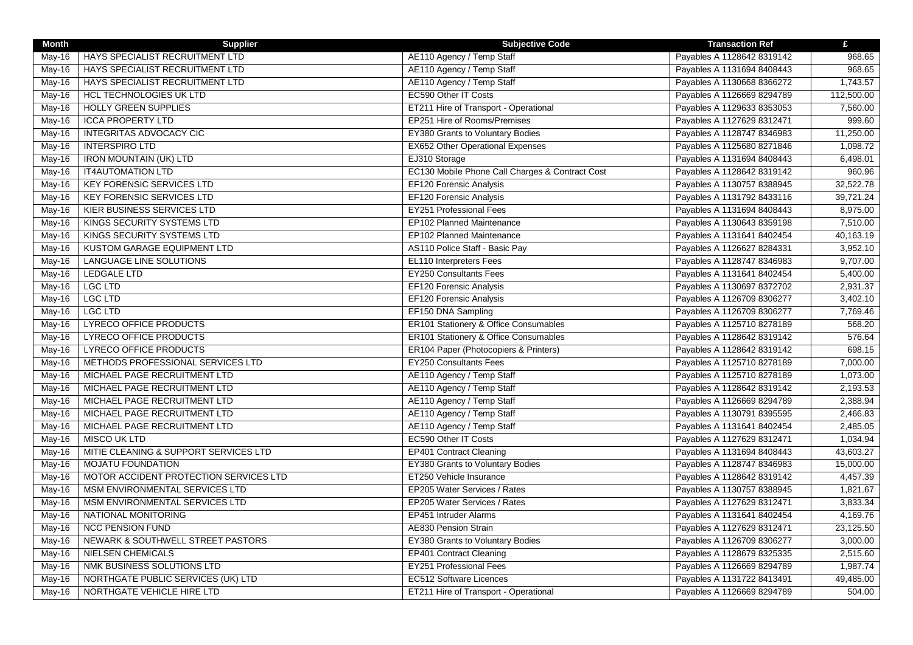| Month | Supplier | Subjective Code | Transaction Ref | £ |
|---|---|---|---|---|
| May-16 | HAYS SPECIALIST RECRUITMENT LTD | AE110 Agency / Temp Staff | Payables A 1128642 8319142 | 968.65 |
| May-16 | HAYS SPECIALIST RECRUITMENT LTD | AE110 Agency / Temp Staff | Payables A 1131694 8408443 | 968.65 |
| May-16 | HAYS SPECIALIST RECRUITMENT LTD | AE110 Agency / Temp Staff | Payables A 1130668 8366272 | 1,743.57 |
| May-16 | HCL TECHNOLOGIES UK LTD | EC590 Other IT Costs | Payables A 1126669 8294789 | 112,500.00 |
| May-16 | HOLLY GREEN SUPPLIES | ET211 Hire of Transport - Operational | Payables A 1129633 8353053 | 7,560.00 |
| May-16 | ICCA PROPERTY LTD | EP251 Hire of Rooms/Premises | Payables A 1127629 8312471 | 999.60 |
| May-16 | INTEGRITAS ADVOCACY CIC | EY380 Grants to Voluntary Bodies | Payables A 1128747 8346983 | 11,250.00 |
| May-16 | INTERSPIRO LTD | EX652 Other Operational Expenses | Payables A 1125680 8271846 | 1,098.72 |
| May-16 | IRON MOUNTAIN (UK) LTD | EJ310 Storage | Payables A 1131694 8408443 | 6,498.01 |
| May-16 | IT4AUTOMATION LTD | EC130 Mobile Phone Call Charges & Contract Cost | Payables A 1128642 8319142 | 960.96 |
| May-16 | KEY FORENSIC SERVICES LTD | EF120 Forensic Analysis | Payables A 1130757 8388945 | 32,522.78 |
| May-16 | KEY FORENSIC SERVICES LTD | EF120 Forensic Analysis | Payables A 1131792 8433116 | 39,721.24 |
| May-16 | KIER BUSINESS SERVICES LTD | EY251 Professional Fees | Payables A 1131694 8408443 | 8,975.00 |
| May-16 | KINGS SECURITY SYSTEMS LTD | EP102 Planned Maintenance | Payables A 1130643 8359198 | 7,510.00 |
| May-16 | KINGS SECURITY SYSTEMS LTD | EP102 Planned Maintenance | Payables A 1131641 8402454 | 40,163.19 |
| May-16 | KUSTOM GARAGE EQUIPMENT LTD | AS110 Police Staff - Basic Pay | Payables A 1126627 8284331 | 3,952.10 |
| May-16 | LANGUAGE LINE SOLUTIONS | EL110 Interpreters Fees | Payables A 1128747 8346983 | 9,707.00 |
| May-16 | LEDGALE LTD | EY250 Consultants Fees | Payables A 1131641 8402454 | 5,400.00 |
| May-16 | LGC LTD | EF120 Forensic Analysis | Payables A 1130697 8372702 | 2,931.37 |
| May-16 | LGC LTD | EF120 Forensic Analysis | Payables A 1126709 8306277 | 3,402.10 |
| May-16 | LGC LTD | EF150 DNA Sampling | Payables A 1126709 8306277 | 7,769.46 |
| May-16 | LYRECO OFFICE PRODUCTS | ER101 Stationery & Office Consumables | Payables A 1125710 8278189 | 568.20 |
| May-16 | LYRECO OFFICE PRODUCTS | ER101 Stationery & Office Consumables | Payables A 1128642 8319142 | 576.64 |
| May-16 | LYRECO OFFICE PRODUCTS | ER104 Paper (Photocopiers & Printers) | Payables A 1128642 8319142 | 698.15 |
| May-16 | METHODS PROFESSIONAL SERVICES LTD | EY250 Consultants Fees | Payables A 1125710 8278189 | 7,000.00 |
| May-16 | MICHAEL PAGE RECRUITMENT LTD | AE110 Agency / Temp Staff | Payables A 1125710 8278189 | 1,073.00 |
| May-16 | MICHAEL PAGE RECRUITMENT LTD | AE110 Agency / Temp Staff | Payables A 1128642 8319142 | 2,193.53 |
| May-16 | MICHAEL PAGE RECRUITMENT LTD | AE110 Agency / Temp Staff | Payables A 1126669 8294789 | 2,388.94 |
| May-16 | MICHAEL PAGE RECRUITMENT LTD | AE110 Agency / Temp Staff | Payables A 1130791 8395595 | 2,466.83 |
| May-16 | MICHAEL PAGE RECRUITMENT LTD | AE110 Agency / Temp Staff | Payables A 1131641 8402454 | 2,485.05 |
| May-16 | MISCO UK LTD | EC590 Other IT Costs | Payables A 1127629 8312471 | 1,034.94 |
| May-16 | MITIE CLEANING & SUPPORT SERVICES LTD | EP401 Contract Cleaning | Payables A 1131694 8408443 | 43,603.27 |
| May-16 | MOJATU FOUNDATION | EY380 Grants to Voluntary Bodies | Payables A 1128747 8346983 | 15,000.00 |
| May-16 | MOTOR ACCIDENT PROTECTION SERVICES LTD | ET250 Vehicle Insurance | Payables A 1128642 8319142 | 4,457.39 |
| May-16 | MSM ENVIRONMENTAL SERVICES LTD | EP205 Water Services / Rates | Payables A 1130757 8388945 | 1,821.67 |
| May-16 | MSM ENVIRONMENTAL SERVICES LTD | EP205 Water Services / Rates | Payables A 1127629 8312471 | 3,833.34 |
| May-16 | NATIONAL MONITORING | EP451 Intruder Alarms | Payables A 1131641 8402454 | 4,169.76 |
| May-16 | NCC PENSION FUND | AE830 Pension Strain | Payables A 1127629 8312471 | 23,125.50 |
| May-16 | NEWARK & SOUTHWELL STREET PASTORS | EY380 Grants to Voluntary Bodies | Payables A 1126709 8306277 | 3,000.00 |
| May-16 | NIELSEN CHEMICALS | EP401 Contract Cleaning | Payables A 1128679 8325335 | 2,515.60 |
| May-16 | NMK BUSINESS SOLUTIONS LTD | EY251 Professional Fees | Payables A 1126669 8294789 | 1,987.74 |
| May-16 | NORTHGATE PUBLIC SERVICES (UK) LTD | EC512 Software Licences | Payables A 1131722 8413491 | 49,485.00 |
| May-16 | NORTHGATE VEHICLE HIRE LTD | ET211 Hire of Transport - Operational | Payables A 1126669 8294789 | 504.00 |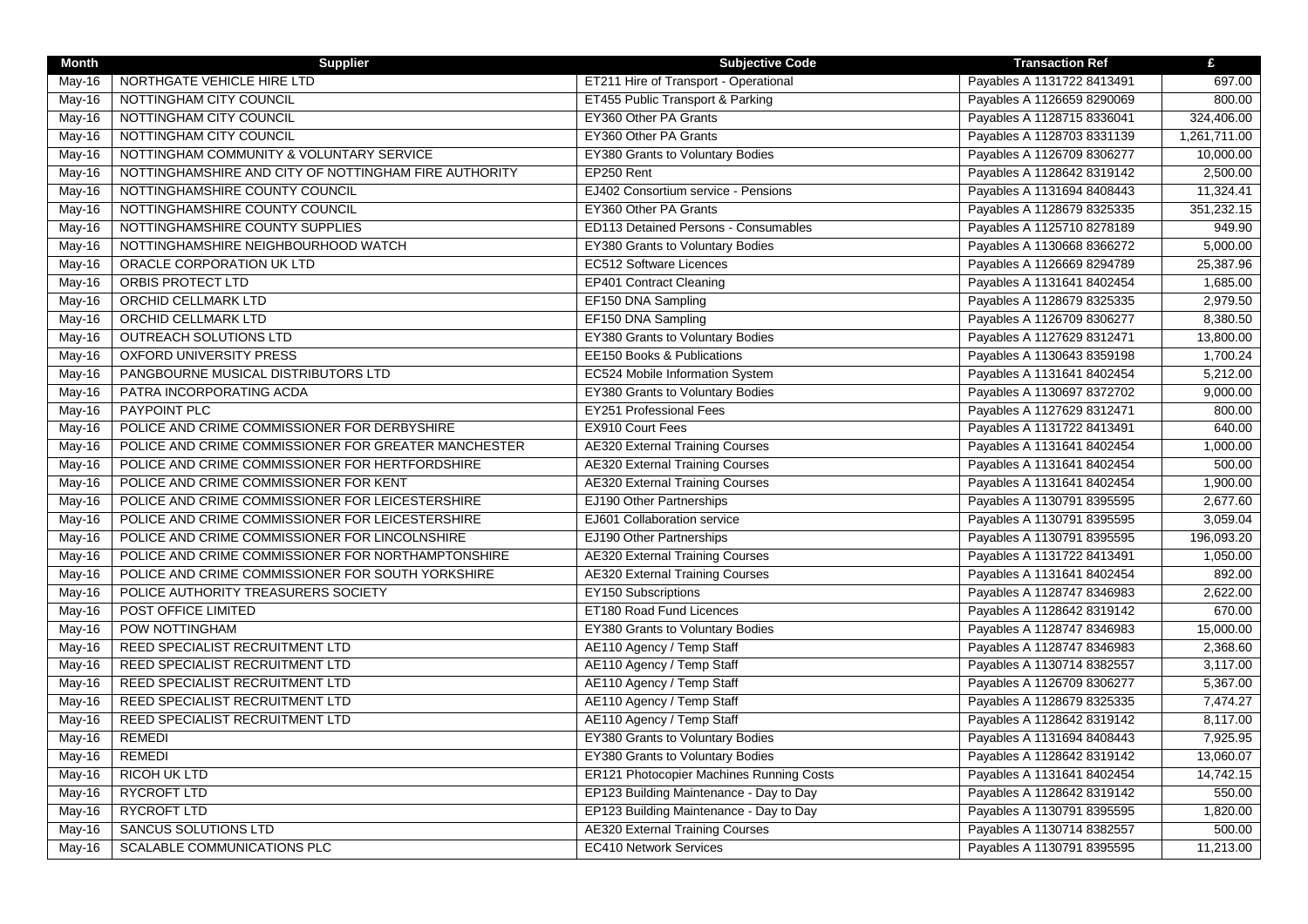| Month | Supplier | Subjective Code | Transaction Ref | £ |
| --- | --- | --- | --- | --- |
| May-16 | NORTHGATE VEHICLE HIRE LTD | ET211 Hire of Transport - Operational | Payables A 1131722 8413491 | 697.00 |
| May-16 | NOTTINGHAM CITY COUNCIL | ET455 Public Transport & Parking | Payables A 1126659 8290069 | 800.00 |
| May-16 | NOTTINGHAM CITY COUNCIL | EY360 Other PA Grants | Payables A 1128715 8336041 | 324,406.00 |
| May-16 | NOTTINGHAM CITY COUNCIL | EY360 Other PA Grants | Payables A 1128703 8331139 | 1,261,711.00 |
| May-16 | NOTTINGHAM COMMUNITY & VOLUNTARY SERVICE | EY380 Grants to Voluntary Bodies | Payables A 1126709 8306277 | 10,000.00 |
| May-16 | NOTTINGHAMSHIRE AND CITY OF NOTTINGHAM FIRE AUTHORITY | EP250 Rent | Payables A 1128642 8319142 | 2,500.00 |
| May-16 | NOTTINGHAMSHIRE COUNTY COUNCIL | EJ402 Consortium service - Pensions | Payables A 1131694 8408443 | 11,324.41 |
| May-16 | NOTTINGHAMSHIRE COUNTY COUNCIL | EY360 Other PA Grants | Payables A 1128679 8325335 | 351,232.15 |
| May-16 | NOTTINGHAMSHIRE COUNTY SUPPLIES | ED113 Detained Persons - Consumables | Payables A 1125710 8278189 | 949.90 |
| May-16 | NOTTINGHAMSHIRE NEIGHBOURHOOD WATCH | EY380 Grants to Voluntary Bodies | Payables A 1130668 8366272 | 5,000.00 |
| May-16 | ORACLE CORPORATION UK LTD | EC512 Software Licences | Payables A 1126669 8294789 | 25,387.96 |
| May-16 | ORBIS PROTECT LTD | EP401 Contract Cleaning | Payables A 1131641 8402454 | 1,685.00 |
| May-16 | ORCHID CELLMARK LTD | EF150 DNA Sampling | Payables A 1128679 8325335 | 2,979.50 |
| May-16 | ORCHID CELLMARK LTD | EF150 DNA Sampling | Payables A 1126709 8306277 | 8,380.50 |
| May-16 | OUTREACH SOLUTIONS LTD | EY380 Grants to Voluntary Bodies | Payables A 1127629 8312471 | 13,800.00 |
| May-16 | OXFORD UNIVERSITY PRESS | EE150 Books & Publications | Payables A 1130643 8359198 | 1,700.24 |
| May-16 | PANGBOURNE MUSICAL DISTRIBUTORS LTD | EC524 Mobile Information System | Payables A 1131641 8402454 | 5,212.00 |
| May-16 | PATRA INCORPORATING ACDA | EY380 Grants to Voluntary Bodies | Payables A 1130697 8372702 | 9,000.00 |
| May-16 | PAYPOINT PLC | EY251 Professional Fees | Payables A 1127629 8312471 | 800.00 |
| May-16 | POLICE AND CRIME COMMISSIONER FOR DERBYSHIRE | EX910 Court Fees | Payables A 1131722 8413491 | 640.00 |
| May-16 | POLICE AND CRIME COMMISSIONER FOR GREATER MANCHESTER | AE320 External Training Courses | Payables A 1131641 8402454 | 1,000.00 |
| May-16 | POLICE AND CRIME COMMISSIONER FOR HERTFORDSHIRE | AE320 External Training Courses | Payables A 1131641 8402454 | 500.00 |
| May-16 | POLICE AND CRIME COMMISSIONER FOR KENT | AE320 External Training Courses | Payables A 1131641 8402454 | 1,900.00 |
| May-16 | POLICE AND CRIME COMMISSIONER FOR LEICESTERSHIRE | EJ190 Other Partnerships | Payables A 1130791 8395595 | 2,677.60 |
| May-16 | POLICE AND CRIME COMMISSIONER FOR LEICESTERSHIRE | EJ601 Collaboration service | Payables A 1130791 8395595 | 3,059.04 |
| May-16 | POLICE AND CRIME COMMISSIONER FOR LINCOLNSHIRE | EJ190 Other Partnerships | Payables A 1130791 8395595 | 196,093.20 |
| May-16 | POLICE AND CRIME COMMISSIONER FOR NORTHAMPTONSHIRE | AE320 External Training Courses | Payables A 1131722 8413491 | 1,050.00 |
| May-16 | POLICE AND CRIME COMMISSIONER FOR SOUTH YORKSHIRE | AE320 External Training Courses | Payables A 1131641 8402454 | 892.00 |
| May-16 | POLICE AUTHORITY TREASURERS SOCIETY | EY150 Subscriptions | Payables A 1128747 8346983 | 2,622.00 |
| May-16 | POST OFFICE LIMITED | ET180 Road Fund Licences | Payables A 1128642 8319142 | 670.00 |
| May-16 | POW NOTTINGHAM | EY380 Grants to Voluntary Bodies | Payables A 1128747 8346983 | 15,000.00 |
| May-16 | REED SPECIALIST RECRUITMENT LTD | AE110 Agency / Temp Staff | Payables A 1128747 8346983 | 2,368.60 |
| May-16 | REED SPECIALIST RECRUITMENT LTD | AE110 Agency / Temp Staff | Payables A 1130714 8382557 | 3,117.00 |
| May-16 | REED SPECIALIST RECRUITMENT LTD | AE110 Agency / Temp Staff | Payables A 1126709 8306277 | 5,367.00 |
| May-16 | REED SPECIALIST RECRUITMENT LTD | AE110 Agency / Temp Staff | Payables A 1128679 8325335 | 7,474.27 |
| May-16 | REED SPECIALIST RECRUITMENT LTD | AE110 Agency / Temp Staff | Payables A 1128642 8319142 | 8,117.00 |
| May-16 | REMEDI | EY380 Grants to Voluntary Bodies | Payables A 1131694 8408443 | 7,925.95 |
| May-16 | REMEDI | EY380 Grants to Voluntary Bodies | Payables A 1128642 8319142 | 13,060.07 |
| May-16 | RICOH UK LTD | ER121 Photocopier Machines Running Costs | Payables A 1131641 8402454 | 14,742.15 |
| May-16 | RYCROFT LTD | EP123 Building Maintenance - Day to Day | Payables A 1128642 8319142 | 550.00 |
| May-16 | RYCROFT LTD | EP123 Building Maintenance - Day to Day | Payables A 1130791 8395595 | 1,820.00 |
| May-16 | SANCUS SOLUTIONS LTD | AE320 External Training Courses | Payables A 1130714 8382557 | 500.00 |
| May-16 | SCALABLE COMMUNICATIONS PLC | EC410 Network Services | Payables A 1130791 8395595 | 11,213.00 |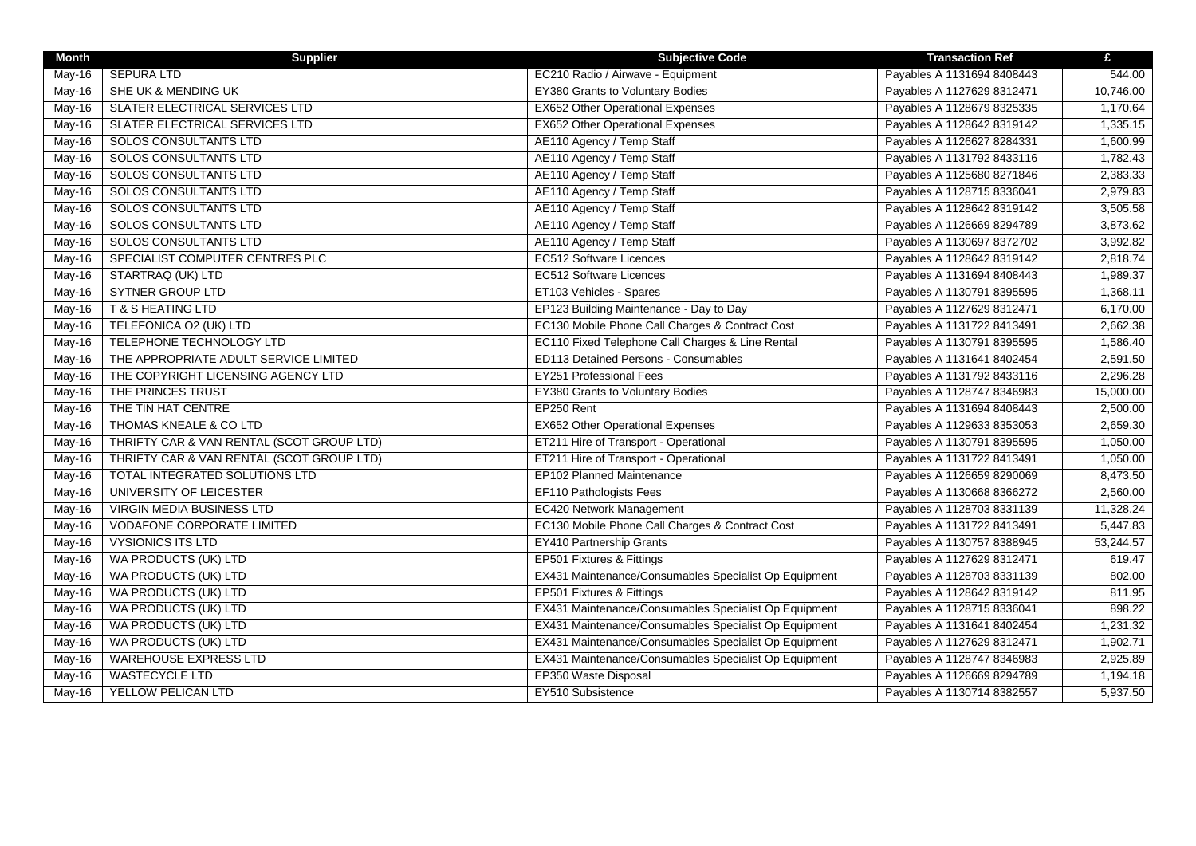| Month | Supplier | Subjective Code | Transaction Ref | £ |
|---|---|---|---|---|
| May-16 | SEPURA LTD | EC210 Radio / Airwave - Equipment | Payables A 1131694 8408443 | 544.00 |
| May-16 | SHE UK & MENDING UK | EY380 Grants to Voluntary Bodies | Payables A 1127629 8312471 | 10,746.00 |
| May-16 | SLATER ELECTRICAL SERVICES LTD | EX652 Other Operational Expenses | Payables A 1128679 8325335 | 1,170.64 |
| May-16 | SLATER ELECTRICAL SERVICES LTD | EX652 Other Operational Expenses | Payables A 1128642 8319142 | 1,335.15 |
| May-16 | SOLOS CONSULTANTS LTD | AE110 Agency / Temp Staff | Payables A 1126627 8284331 | 1,600.99 |
| May-16 | SOLOS CONSULTANTS LTD | AE110 Agency / Temp Staff | Payables A 1131792 8433116 | 1,782.43 |
| May-16 | SOLOS CONSULTANTS LTD | AE110 Agency / Temp Staff | Payables A 1125680 8271846 | 2,383.33 |
| May-16 | SOLOS CONSULTANTS LTD | AE110 Agency / Temp Staff | Payables A 1128715 8336041 | 2,979.83 |
| May-16 | SOLOS CONSULTANTS LTD | AE110 Agency / Temp Staff | Payables A 1128642 8319142 | 3,505.58 |
| May-16 | SOLOS CONSULTANTS LTD | AE110 Agency / Temp Staff | Payables A 1126669 8294789 | 3,873.62 |
| May-16 | SOLOS CONSULTANTS LTD | AE110 Agency / Temp Staff | Payables A 1130697 8372702 | 3,992.82 |
| May-16 | SPECIALIST COMPUTER CENTRES PLC | EC512 Software Licences | Payables A 1128642 8319142 | 2,818.74 |
| May-16 | STARTRAQ (UK) LTD | EC512 Software Licences | Payables A 1131694 8408443 | 1,989.37 |
| May-16 | SYTNER GROUP LTD | ET103 Vehicles - Spares | Payables A 1130791 8395595 | 1,368.11 |
| May-16 | T & S HEATING LTD | EP123 Building Maintenance - Day to Day | Payables A 1127629 8312471 | 6,170.00 |
| May-16 | TELEFONICA O2 (UK) LTD | EC130 Mobile Phone Call Charges & Contract Cost | Payables A 1131722 8413491 | 2,662.38 |
| May-16 | TELEPHONE TECHNOLOGY LTD | EC110 Fixed Telephone Call Charges & Line Rental | Payables A 1130791 8395595 | 1,586.40 |
| May-16 | THE APPROPRIATE ADULT SERVICE LIMITED | ED113 Detained Persons - Consumables | Payables A 1131641 8402454 | 2,591.50 |
| May-16 | THE COPYRIGHT LICENSING AGENCY LTD | EY251 Professional Fees | Payables A 1131792 8433116 | 2,296.28 |
| May-16 | THE PRINCES TRUST | EY380 Grants to Voluntary Bodies | Payables A 1128747 8346983 | 15,000.00 |
| May-16 | THE TIN HAT CENTRE | EP250 Rent | Payables A 1131694 8408443 | 2,500.00 |
| May-16 | THOMAS KNEALE & CO LTD | EX652 Other Operational Expenses | Payables A 1129633 8353053 | 2,659.30 |
| May-16 | THRIFTY CAR & VAN RENTAL (SCOT GROUP LTD) | ET211 Hire of Transport - Operational | Payables A 1130791 8395595 | 1,050.00 |
| May-16 | THRIFTY CAR & VAN RENTAL (SCOT GROUP LTD) | ET211 Hire of Transport - Operational | Payables A 1131722 8413491 | 1,050.00 |
| May-16 | TOTAL INTEGRATED SOLUTIONS LTD | EP102 Planned Maintenance | Payables A 1126659 8290069 | 8,473.50 |
| May-16 | UNIVERSITY OF LEICESTER | EF110 Pathologists Fees | Payables A 1130668 8366272 | 2,560.00 |
| May-16 | VIRGIN MEDIA BUSINESS LTD | EC420 Network Management | Payables A 1128703 8331139 | 11,328.24 |
| May-16 | VODAFONE CORPORATE LIMITED | EC130 Mobile Phone Call Charges & Contract Cost | Payables A 1131722 8413491 | 5,447.83 |
| May-16 | VYSIONICS ITS LTD | EY410 Partnership Grants | Payables A 1130757 8388945 | 53,244.57 |
| May-16 | WA PRODUCTS (UK) LTD | EP501 Fixtures & Fittings | Payables A 1127629 8312471 | 619.47 |
| May-16 | WA PRODUCTS (UK) LTD | EX431 Maintenance/Consumables Specialist Op Equipment | Payables A 1128703 8331139 | 802.00 |
| May-16 | WA PRODUCTS (UK) LTD | EP501 Fixtures & Fittings | Payables A 1128642 8319142 | 811.95 |
| May-16 | WA PRODUCTS (UK) LTD | EX431 Maintenance/Consumables Specialist Op Equipment | Payables A 1128715 8336041 | 898.22 |
| May-16 | WA PRODUCTS (UK) LTD | EX431 Maintenance/Consumables Specialist Op Equipment | Payables A 1131641 8402454 | 1,231.32 |
| May-16 | WA PRODUCTS (UK) LTD | EX431 Maintenance/Consumables Specialist Op Equipment | Payables A 1127629 8312471 | 1,902.71 |
| May-16 | WAREHOUSE EXPRESS LTD | EX431 Maintenance/Consumables Specialist Op Equipment | Payables A 1128747 8346983 | 2,925.89 |
| May-16 | WASTECYCLE LTD | EP350 Waste Disposal | Payables A 1126669 8294789 | 1,194.18 |
| May-16 | YELLOW PELICAN LTD | EY510 Subsistence | Payables A 1130714 8382557 | 5,937.50 |